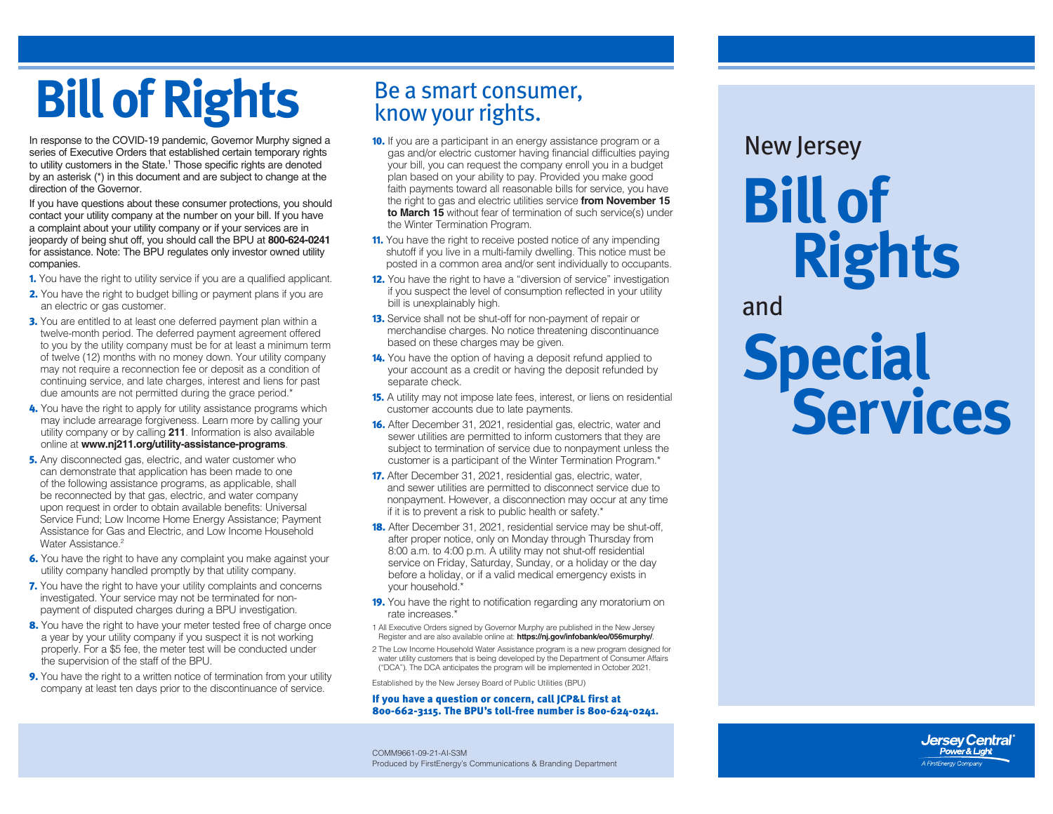# Bill of Rights

In response to the COVID-19 pandemic, Governor Murphy signed a series of Executive Orders that established certain temporary rights to utility customers in the State.[1] Those specific rights are denoted by an asterisk (*) in this document and are subject to change at the direction of the Governor.

If you have questions about these consumer protections, you should contact your utility company at the number on your bill. If you have a complaint about your utility company or if your services are in jeopardy of being shut off, you should call the BPU at **800-624-0241** for assistance. Note: The BPU regulates only investor owned utility companies.

1. You have the right to utility service if you are a qualified applicant.
2. You have the right to budget billing or payment plans if you are an electric or gas customer.
3. You are entitled to at least one deferred payment plan within a twelve-month period. The deferred payment agreement offered to you by the utility company must be for at least a minimum term of twelve (12) months with no money down. Your utility company may not require a reconnection fee or deposit as a condition of continuing service, and late charges, interest and liens for past due amounts are not permitted during the grace period.*
4. You have the right to apply for utility assistance programs which may include arrearage forgiveness. Learn more by calling your utility company or by calling **211**. Information is also available online at **www.nj211.org/utility-assistance-programs**.
5. Any disconnected gas, electric, and water customer who can demonstrate that application has been made to one of the following assistance programs, as applicable, shall be reconnected by that gas, electric, and water company upon request in order to obtain available benefits: Universal Service Fund; Low Income Home Energy Assistance; Payment Assistance for Gas and Electric, and Low Income Household Water Assistance.[2]
6. You have the right to have any complaint you make against your utility company handled promptly by that utility company.
7. You have the right to have your utility complaints and concerns investigated. Your service may not be terminated for non-payment of disputed charges during a BPU investigation.
8. You have the right to have your meter tested free of charge once a year by your utility company if you suspect it is not working properly. For a $5 fee, the meter test will be conducted under the supervision of the staff of the BPU.
9. You have the right to a written notice of termination from your utility company at least ten days prior to the discontinuance of service.

## Be a smart consumer, know your rights.

10. If you are a participant in an energy assistance program or a gas and/or electric customer having financial difficulties paying your bill, you can request the company enroll you in a budget plan based on your ability to pay. Provided you make good faith payments toward all reasonable bills for service, you have the right to gas and electric utilities service **from November 15 to March 15** without fear of termination of such service(s) under the Winter Termination Program.
11. You have the right to receive posted notice of any impending shutoff if you live in a multi-family dwelling. This notice must be posted in a common area and/or sent individually to occupants.
12. You have the right to have a "diversion of service" investigation if you suspect the level of consumption reflected in your utility bill is unexplainably high.
13. Service shall not be shut-off for non-payment of repair or merchandise charges. No notice threatening discontinuance based on these charges may be given.
14. You have the option of having a deposit refund applied to your account as a credit or having the deposit refunded by separate check.
15. A utility may not impose late fees, interest, or liens on residential customer accounts due to late payments.
16. After December 31, 2021, residential gas, electric, water and sewer utilities are permitted to inform customers that they are subject to termination of service due to nonpayment unless the customer is a participant of the Winter Termination Program.*
17. After December 31, 2021, residential gas, electric, water, and sewer utilities are permitted to disconnect service due to nonpayment. However, a disconnection may occur at any time if it is to prevent a risk to public health or safety.*
18. After December 31, 2021, residential service may be shut-off, after proper notice, only on Monday through Thursday from 8:00 a.m. to 4:00 p.m. A utility may not shut-off residential service on Friday, Saturday, Sunday, or a holiday or the day before a holiday, or if a valid medical emergency exists in your household.*
19. You have the right to notification regarding any moratorium on rate increases.*

1 All Executive Orders signed by Governor Murphy are published in the New Jersey Register and are also available online at: **https://nj.gov/infobank/eo/056murphy/**.

2 The Low Income Household Water Assistance program is a new program designed for water utility customers that is being developed by the Department of Consumer Affairs ("DCA"). The DCA anticipates the program will be implemented in October 2021.

Established by the New Jersey Board of Public Utilities (BPU)

**If you have a question or concern, call JCP&L first at 800-662-3115. The BPU's toll-free number is 800-624-0241.**

COMM9661-09-21-AI-S3M
Produced by FirstEnergy's Communications & Branding Department

# New Jersey Bill of Rights and Special Services

Jersey Central Power & Light
A FirstEnergy Company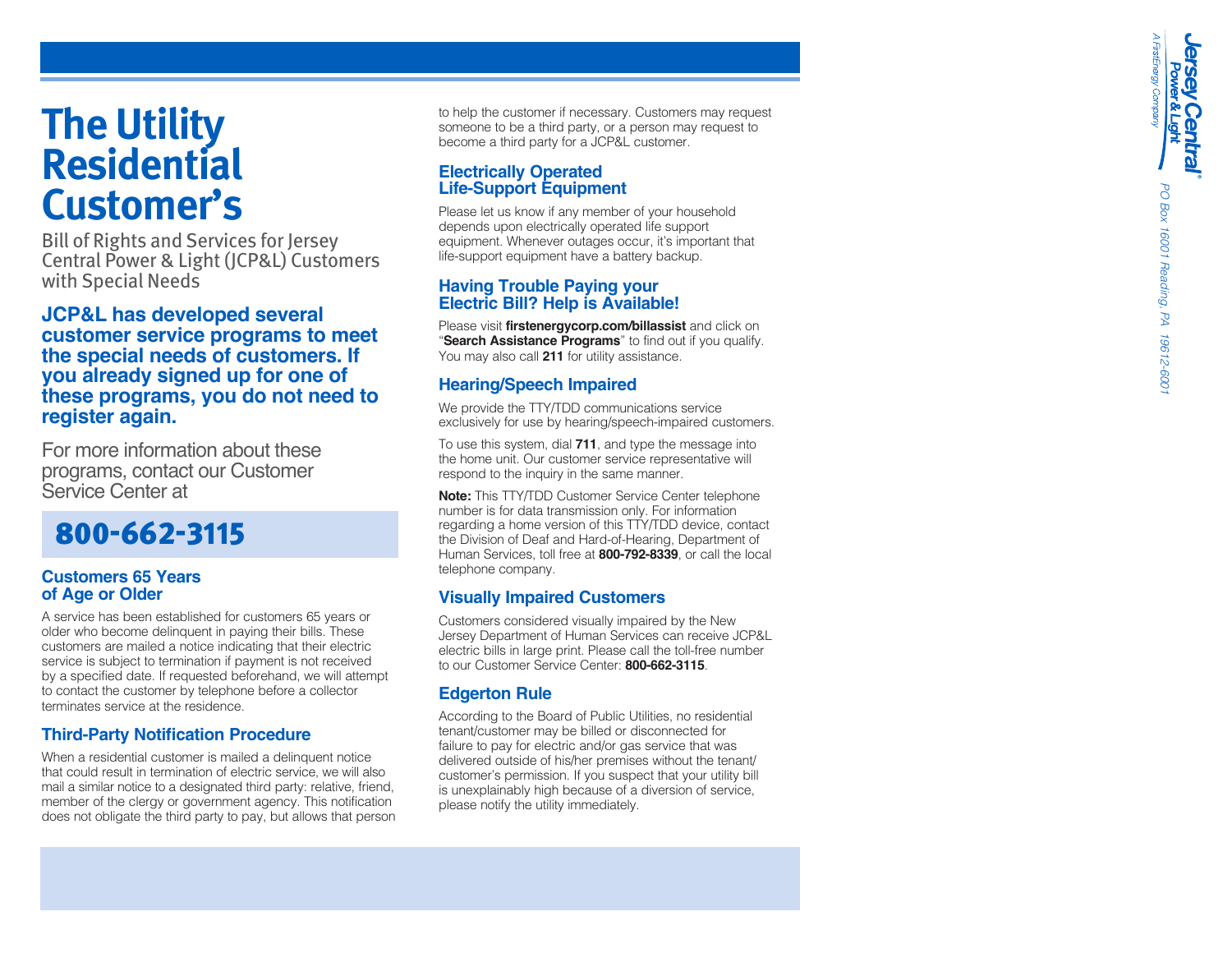# The Utility Residential Customer's

Bill of Rights and Services for Jersey Central Power & Light (JCP&L) Customers with Special Needs

**JCP&L has developed several customer service programs to meet the special needs of customers. If you already signed up for one of these programs, you do not need to register again.**

For more information about these programs, contact our Customer Service Center at

## 800-662-3115

### Customers 65 Years of Age or Older

A service has been established for customers 65 years or older who become delinquent in paying their bills. These customers are mailed a notice indicating that their electric service is subject to termination if payment is not received by a specified date. If requested beforehand, we will attempt to contact the customer by telephone before a collector terminates service at the residence.

### Third-Party Notification Procedure

When a residential customer is mailed a delinquent notice that could result in termination of electric service, we will also mail a similar notice to a designated third party: relative, friend, member of the clergy or government agency. This notification does not obligate the third party to pay, but allows that person to help the customer if necessary. Customers may request someone to be a third party, or a person may request to become a third party for a JCP&L customer.

### Electrically Operated Life-Support Equipment

Please let us know if any member of your household depends upon electrically operated life support equipment. Whenever outages occur, it's important that life-support equipment have a battery backup.

### Having Trouble Paying your Electric Bill? Help is Available!

Please visit **firstenergycorp.com/billassist** and click on "**Search Assistance Programs**" to find out if you qualify. You may also call **211** for utility assistance.

### Hearing/Speech Impaired

We provide the TTY/TDD communications service exclusively for use by hearing/speech-impaired customers.

To use this system, dial **711**, and type the message into the home unit. Our customer service representative will respond to the inquiry in the same manner.

**Note:** This TTY/TDD Customer Service Center telephone number is for data transmission only. For information regarding a home version of this TTY/TDD device, contact the Division of Deaf and Hard-of-Hearing, Department of Human Services, toll free at **800-792-8339**, or call the local telephone company.

### Visually Impaired Customers

Customers considered visually impaired by the New Jersey Department of Human Services can receive JCP&L electric bills in large print. Please call the toll-free number to our Customer Service Center: **800-662-3115**.

### Edgerton Rule

According to the Board of Public Utilities, no residential tenant/customer may be billed or disconnected for failure to pay for electric and/or gas service that was delivered outside of his/her premises without the tenant/customer's permission. If you suspect that your utility bill is unexplainably high because of a diversion of service, please notify the utility immediately.

Jersey Central Power & Light
A FirstEnergy Company

PO Box 16001 Reading, PA 19612-6001